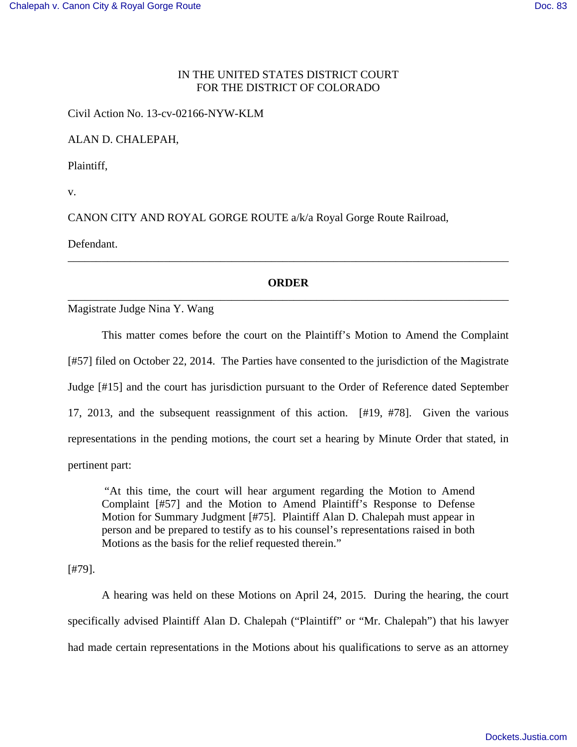IN THE UNITED STATES DISTRICT COURT
FOR THE DISTRICT OF COLORADO

Civil Action No. 13-cv-02166-NYW-KLM

ALAN D. CHALEPAH,

Plaintiff,

v.

CANON CITY AND ROYAL GORGE ROUTE a/k/a Royal Gorge Route Railroad,

Defendant.

---

**ORDER**

---

Magistrate Judge Nina Y. Wang

This matter comes before the court on the Plaintiff's Motion to Amend the Complaint [#57] filed on October 22, 2014. The Parties have consented to the jurisdiction of the Magistrate Judge [#15] and the court has jurisdiction pursuant to the Order of Reference dated September 17, 2013, and the subsequent reassignment of this action. [#19, #78]. Given the various representations in the pending motions, the court set a hearing by Minute Order that stated, in pertinent part:

> "At this time, the court will hear argument regarding the Motion to Amend Complaint [#57] and the Motion to Amend Plaintiff's Response to Defense Motion for Summary Judgment [#75]. Plaintiff Alan D. Chalepah must appear in person and be prepared to testify as to his counsel's representations raised in both Motions as the basis for the relief requested therein."

[#79].

A hearing was held on these Motions on April 24, 2015. During the hearing, the court specifically advised Plaintiff Alan D. Chalepah ("Plaintiff" or "Mr. Chalepah") that his lawyer had made certain representations in the Motions about his qualifications to serve as an attorney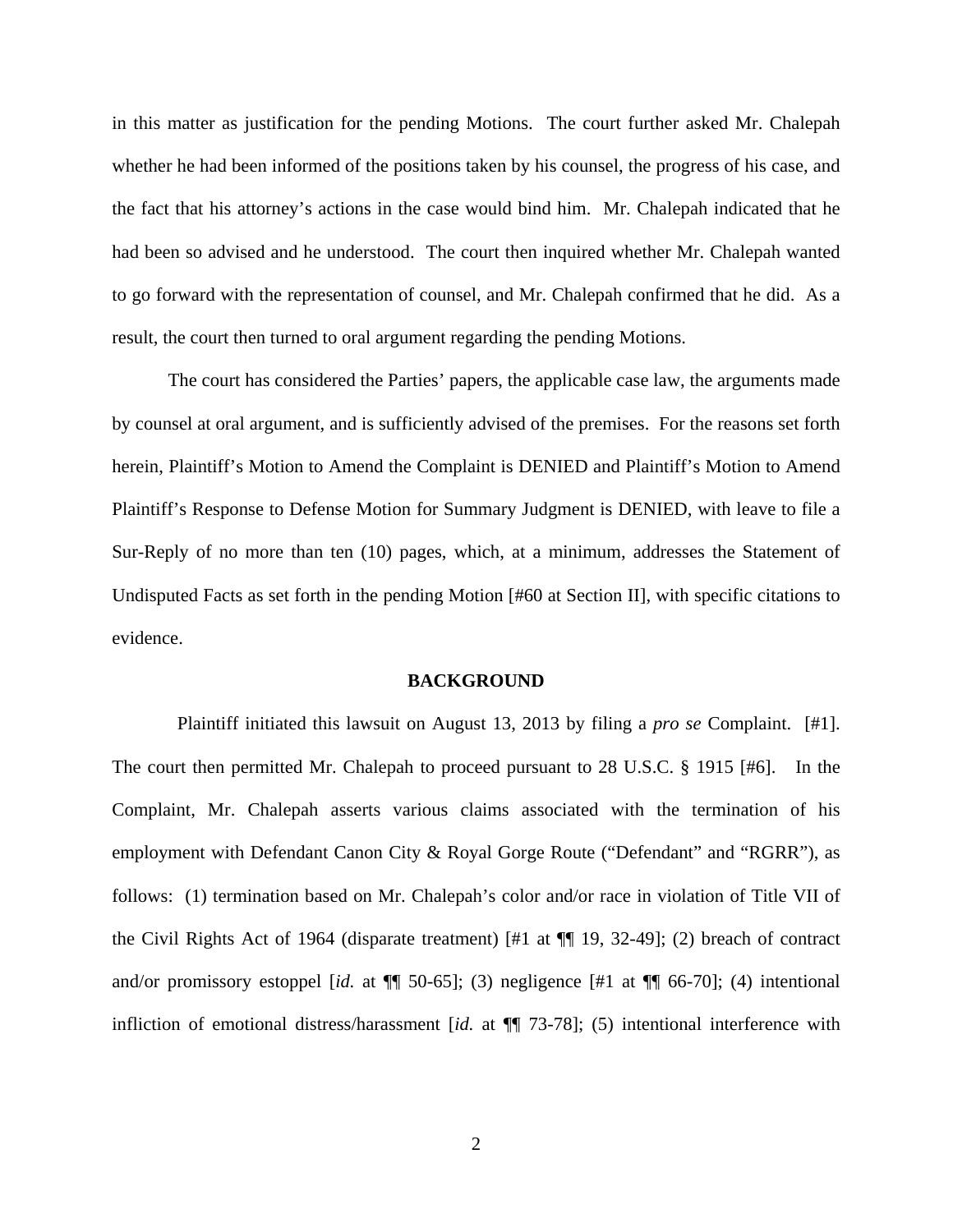in this matter as justification for the pending Motions. The court further asked Mr. Chalepah whether he had been informed of the positions taken by his counsel, the progress of his case, and the fact that his attorney's actions in the case would bind him. Mr. Chalepah indicated that he had been so advised and he understood. The court then inquired whether Mr. Chalepah wanted to go forward with the representation of counsel, and Mr. Chalepah confirmed that he did. As a result, the court then turned to oral argument regarding the pending Motions.

The court has considered the Parties' papers, the applicable case law, the arguments made by counsel at oral argument, and is sufficiently advised of the premises. For the reasons set forth herein, Plaintiff's Motion to Amend the Complaint is DENIED and Plaintiff's Motion to Amend Plaintiff's Response to Defense Motion for Summary Judgment is DENIED, with leave to file a Sur-Reply of no more than ten (10) pages, which, at a minimum, addresses the Statement of Undisputed Facts as set forth in the pending Motion [#60 at Section II], with specific citations to evidence.

## BACKGROUND

Plaintiff initiated this lawsuit on August 13, 2013 by filing a *pro se* Complaint. [#1]. The court then permitted Mr. Chalepah to proceed pursuant to 28 U.S.C. § 1915 [#6]. In the Complaint, Mr. Chalepah asserts various claims associated with the termination of his employment with Defendant Canon City & Royal Gorge Route ("Defendant" and "RGRR"), as follows: (1) termination based on Mr. Chalepah's color and/or race in violation of Title VII of the Civil Rights Act of 1964 (disparate treatment) [#1 at ¶¶ 19, 32-49]; (2) breach of contract and/or promissory estoppel [*id.* at ¶¶ 50-65]; (3) negligence [#1 at ¶¶ 66-70]; (4) intentional infliction of emotional distress/harassment [*id.* at ¶¶ 73-78]; (5) intentional interference with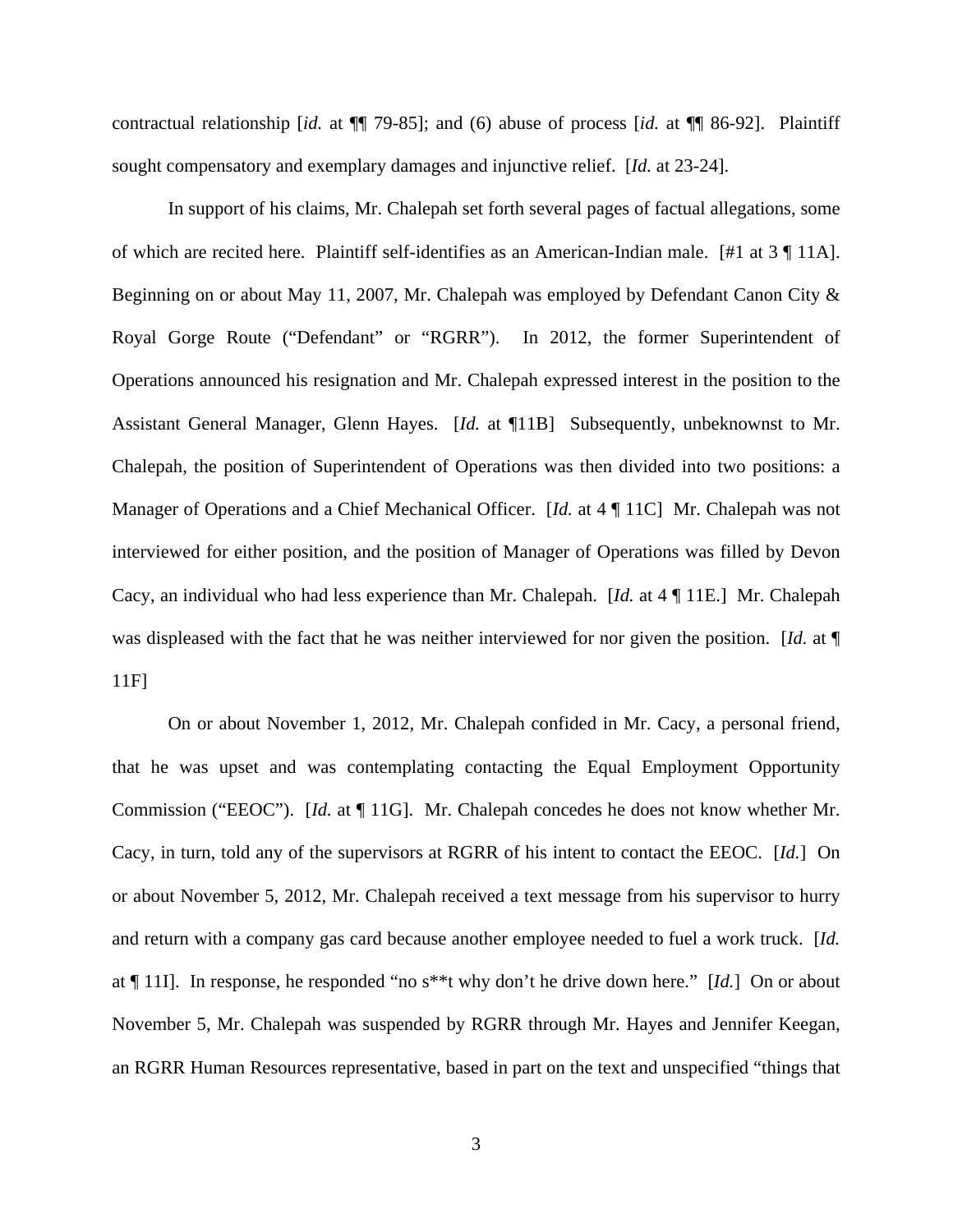contractual relationship [*id.* at ¶¶ 79-85]; and (6) abuse of process [*id.* at ¶¶ 86-92]. Plaintiff sought compensatory and exemplary damages and injunctive relief. [*Id.* at 23-24].

In support of his claims, Mr. Chalepah set forth several pages of factual allegations, some of which are recited here. Plaintiff self-identifies as an American-Indian male. [#1 at 3 ¶ 11A]. Beginning on or about May 11, 2007, Mr. Chalepah was employed by Defendant Canon City & Royal Gorge Route ("Defendant" or "RGRR"). In 2012, the former Superintendent of Operations announced his resignation and Mr. Chalepah expressed interest in the position to the Assistant General Manager, Glenn Hayes. [*Id.* at ¶11B] Subsequently, unbeknownst to Mr. Chalepah, the position of Superintendent of Operations was then divided into two positions: a Manager of Operations and a Chief Mechanical Officer. [*Id.* at 4 ¶ 11C] Mr. Chalepah was not interviewed for either position, and the position of Manager of Operations was filled by Devon Cacy, an individual who had less experience than Mr. Chalepah. [*Id.* at 4 ¶ 11E.] Mr. Chalepah was displeased with the fact that he was neither interviewed for nor given the position. [*Id.* at ¶ 11F]

On or about November 1, 2012, Mr. Chalepah confided in Mr. Cacy, a personal friend, that he was upset and was contemplating contacting the Equal Employment Opportunity Commission ("EEOC"). [*Id.* at ¶ 11G]. Mr. Chalepah concedes he does not know whether Mr. Cacy, in turn, told any of the supervisors at RGRR of his intent to contact the EEOC. [*Id.*] On or about November 5, 2012, Mr. Chalepah received a text message from his supervisor to hurry and return with a company gas card because another employee needed to fuel a work truck. [*Id.* at ¶ 11I]. In response, he responded "no s**t why don't he drive down here." [*Id.*] On or about November 5, Mr. Chalepah was suspended by RGRR through Mr. Hayes and Jennifer Keegan, an RGRR Human Resources representative, based in part on the text and unspecified "things that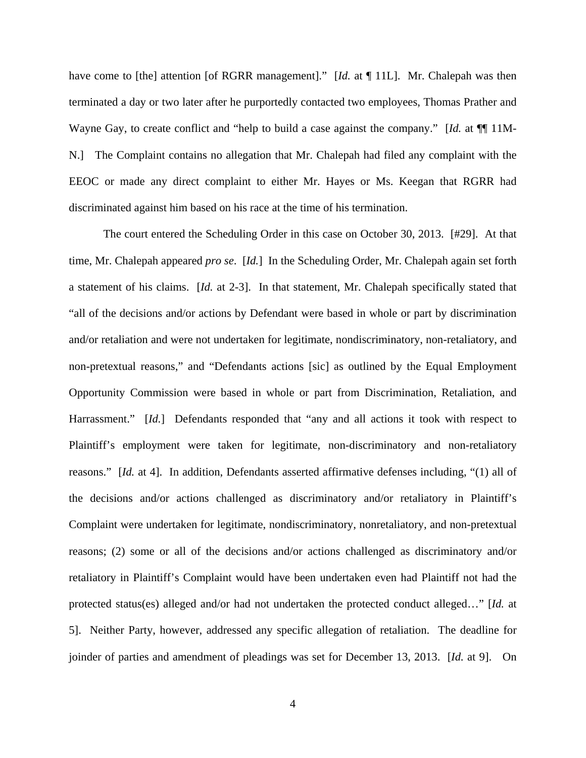have come to [the] attention [of RGRR management]." [*Id.* at ¶ 11L]. Mr. Chalepah was then terminated a day or two later after he purportedly contacted two employees, Thomas Prather and Wayne Gay, to create conflict and "help to build a case against the company." [*Id.* at ¶¶ 11M-N.] The Complaint contains no allegation that Mr. Chalepah had filed any complaint with the EEOC or made any direct complaint to either Mr. Hayes or Ms. Keegan that RGRR had discriminated against him based on his race at the time of his termination.

The court entered the Scheduling Order in this case on October 30, 2013. [#29]. At that time, Mr. Chalepah appeared *pro se*. [*Id.*] In the Scheduling Order, Mr. Chalepah again set forth a statement of his claims. [*Id.* at 2-3]. In that statement, Mr. Chalepah specifically stated that "all of the decisions and/or actions by Defendant were based in whole or part by discrimination and/or retaliation and were not undertaken for legitimate, nondiscriminatory, non-retaliatory, and non-pretextual reasons," and "Defendants actions [sic] as outlined by the Equal Employment Opportunity Commission were based in whole or part from Discrimination, Retaliation, and Harrassment." [*Id.*] Defendants responded that "any and all actions it took with respect to Plaintiff's employment were taken for legitimate, non-discriminatory and non-retaliatory reasons." [*Id.* at 4]. In addition, Defendants asserted affirmative defenses including, "(1) all of the decisions and/or actions challenged as discriminatory and/or retaliatory in Plaintiff's Complaint were undertaken for legitimate, nondiscriminatory, nonretaliatory, and non-pretextual reasons; (2) some or all of the decisions and/or actions challenged as discriminatory and/or retaliatory in Plaintiff's Complaint would have been undertaken even had Plaintiff not had the protected status(es) alleged and/or had not undertaken the protected conduct alleged…" [*Id.* at 5]. Neither Party, however, addressed any specific allegation of retaliation. The deadline for joinder of parties and amendment of pleadings was set for December 13, 2013. [*Id.* at 9]. On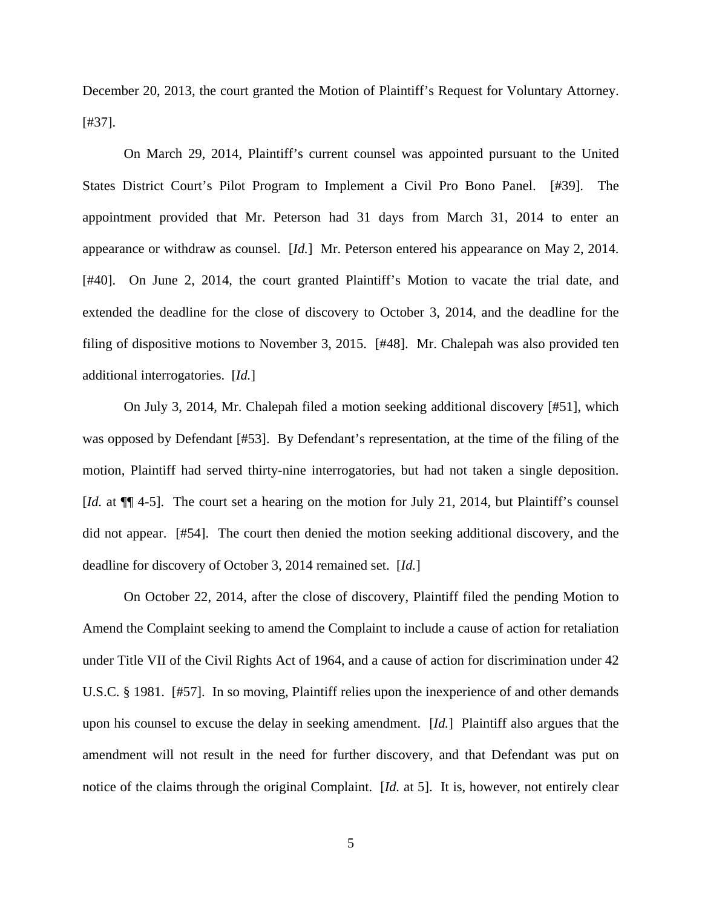December 20, 2013, the court granted the Motion of Plaintiff's Request for Voluntary Attorney. [#37].

On March 29, 2014, Plaintiff's current counsel was appointed pursuant to the United States District Court's Pilot Program to Implement a Civil Pro Bono Panel. [#39]. The appointment provided that Mr. Peterson had 31 days from March 31, 2014 to enter an appearance or withdraw as counsel. [*Id.*] Mr. Peterson entered his appearance on May 2, 2014. [#40]. On June 2, 2014, the court granted Plaintiff's Motion to vacate the trial date, and extended the deadline for the close of discovery to October 3, 2014, and the deadline for the filing of dispositive motions to November 3, 2015. [#48]. Mr. Chalepah was also provided ten additional interrogatories. [*Id.*]

On July 3, 2014, Mr. Chalepah filed a motion seeking additional discovery [#51], which was opposed by Defendant [#53]. By Defendant's representation, at the time of the filing of the motion, Plaintiff had served thirty-nine interrogatories, but had not taken a single deposition. [*Id.* at ¶¶ 4-5]. The court set a hearing on the motion for July 21, 2014, but Plaintiff's counsel did not appear. [#54]. The court then denied the motion seeking additional discovery, and the deadline for discovery of October 3, 2014 remained set. [*Id.*]

On October 22, 2014, after the close of discovery, Plaintiff filed the pending Motion to Amend the Complaint seeking to amend the Complaint to include a cause of action for retaliation under Title VII of the Civil Rights Act of 1964, and a cause of action for discrimination under 42 U.S.C. § 1981. [#57]. In so moving, Plaintiff relies upon the inexperience of and other demands upon his counsel to excuse the delay in seeking amendment. [*Id.*] Plaintiff also argues that the amendment will not result in the need for further discovery, and that Defendant was put on notice of the claims through the original Complaint. [*Id.* at 5]. It is, however, not entirely clear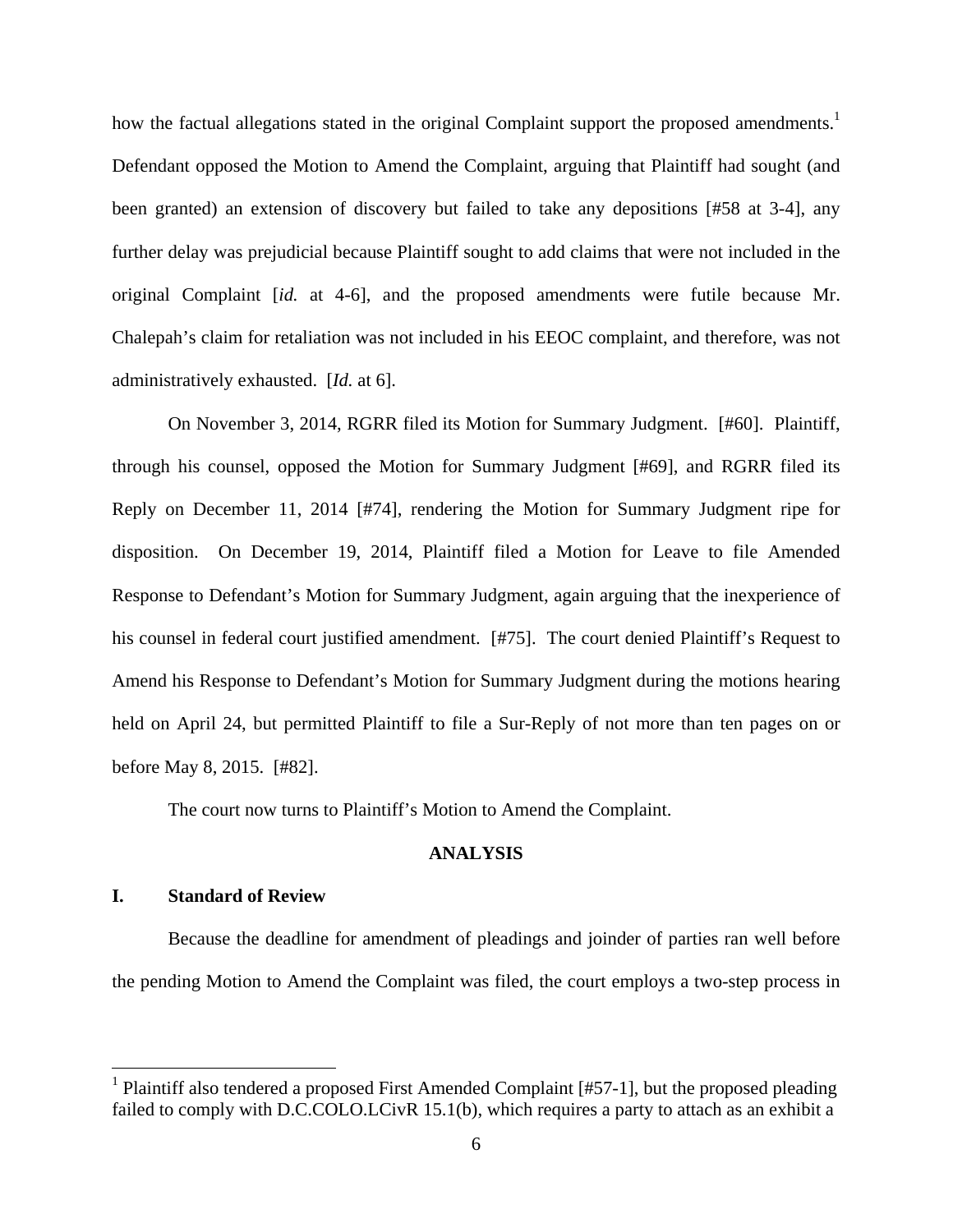how the factual allegations stated in the original Complaint support the proposed amendments.[1] Defendant opposed the Motion to Amend the Complaint, arguing that Plaintiff had sought (and been granted) an extension of discovery but failed to take any depositions [#58 at 3-4], any further delay was prejudicial because Plaintiff sought to add claims that were not included in the original Complaint [*id.* at 4-6], and the proposed amendments were futile because Mr. Chalepah's claim for retaliation was not included in his EEOC complaint, and therefore, was not administratively exhausted. [*Id.* at 6].

On November 3, 2014, RGRR filed its Motion for Summary Judgment. [#60]. Plaintiff, through his counsel, opposed the Motion for Summary Judgment [#69], and RGRR filed its Reply on December 11, 2014 [#74], rendering the Motion for Summary Judgment ripe for disposition. On December 19, 2014, Plaintiff filed a Motion for Leave to file Amended Response to Defendant's Motion for Summary Judgment, again arguing that the inexperience of his counsel in federal court justified amendment. [#75]. The court denied Plaintiff's Request to Amend his Response to Defendant's Motion for Summary Judgment during the motions hearing held on April 24, but permitted Plaintiff to file a Sur-Reply of not more than ten pages on or before May 8, 2015. [#82].

The court now turns to Plaintiff's Motion to Amend the Complaint.

## ANALYSIS

### I. Standard of Review

Because the deadline for amendment of pleadings and joinder of parties ran well before the pending Motion to Amend the Complaint was filed, the court employs a two-step process in

---

[1] Plaintiff also tendered a proposed First Amended Complaint [#57-1], but the proposed pleading failed to comply with D.C.COLO.LCivR 15.1(b), which requires a party to attach as an exhibit a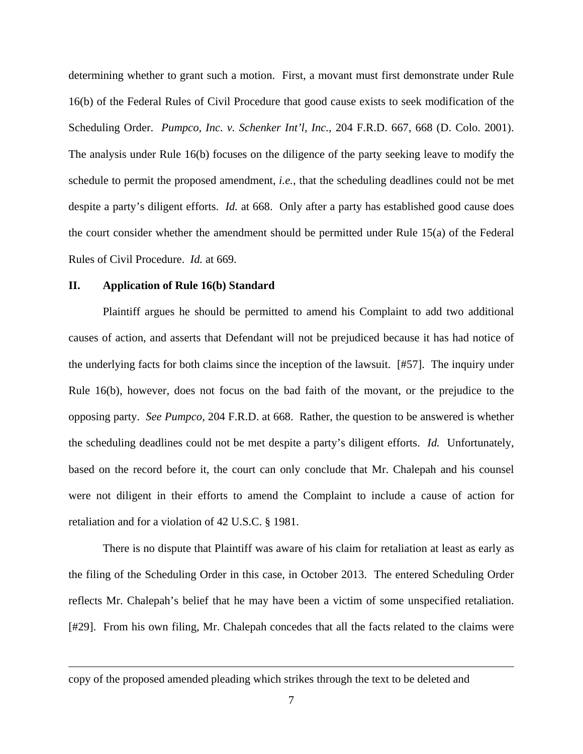determining whether to grant such a motion. First, a movant must first demonstrate under Rule 16(b) of the Federal Rules of Civil Procedure that good cause exists to seek modification of the Scheduling Order. *Pumpco, Inc. v. Schenker Int'l, Inc.*, 204 F.R.D. 667, 668 (D. Colo. 2001). The analysis under Rule 16(b) focuses on the diligence of the party seeking leave to modify the schedule to permit the proposed amendment, *i.e.*, that the scheduling deadlines could not be met despite a party's diligent efforts. *Id.* at 668. Only after a party has established good cause does the court consider whether the amendment should be permitted under Rule 15(a) of the Federal Rules of Civil Procedure. *Id.* at 669.

## II. Application of Rule 16(b) Standard

Plaintiff argues he should be permitted to amend his Complaint to add two additional causes of action, and asserts that Defendant will not be prejudiced because it has had notice of the underlying facts for both claims since the inception of the lawsuit. [#57]. The inquiry under Rule 16(b), however, does not focus on the bad faith of the movant, or the prejudice to the opposing party. *See Pumpco*, 204 F.R.D. at 668. Rather, the question to be answered is whether the scheduling deadlines could not be met despite a party's diligent efforts. *Id.* Unfortunately, based on the record before it, the court can only conclude that Mr. Chalepah and his counsel were not diligent in their efforts to amend the Complaint to include a cause of action for retaliation and for a violation of 42 U.S.C. § 1981.

There is no dispute that Plaintiff was aware of his claim for retaliation at least as early as the filing of the Scheduling Order in this case, in October 2013. The entered Scheduling Order reflects Mr. Chalepah's belief that he may have been a victim of some unspecified retaliation. [#29]. From his own filing, Mr. Chalepah concedes that all the facts related to the claims were

---

copy of the proposed amended pleading which strikes through the text to be deleted and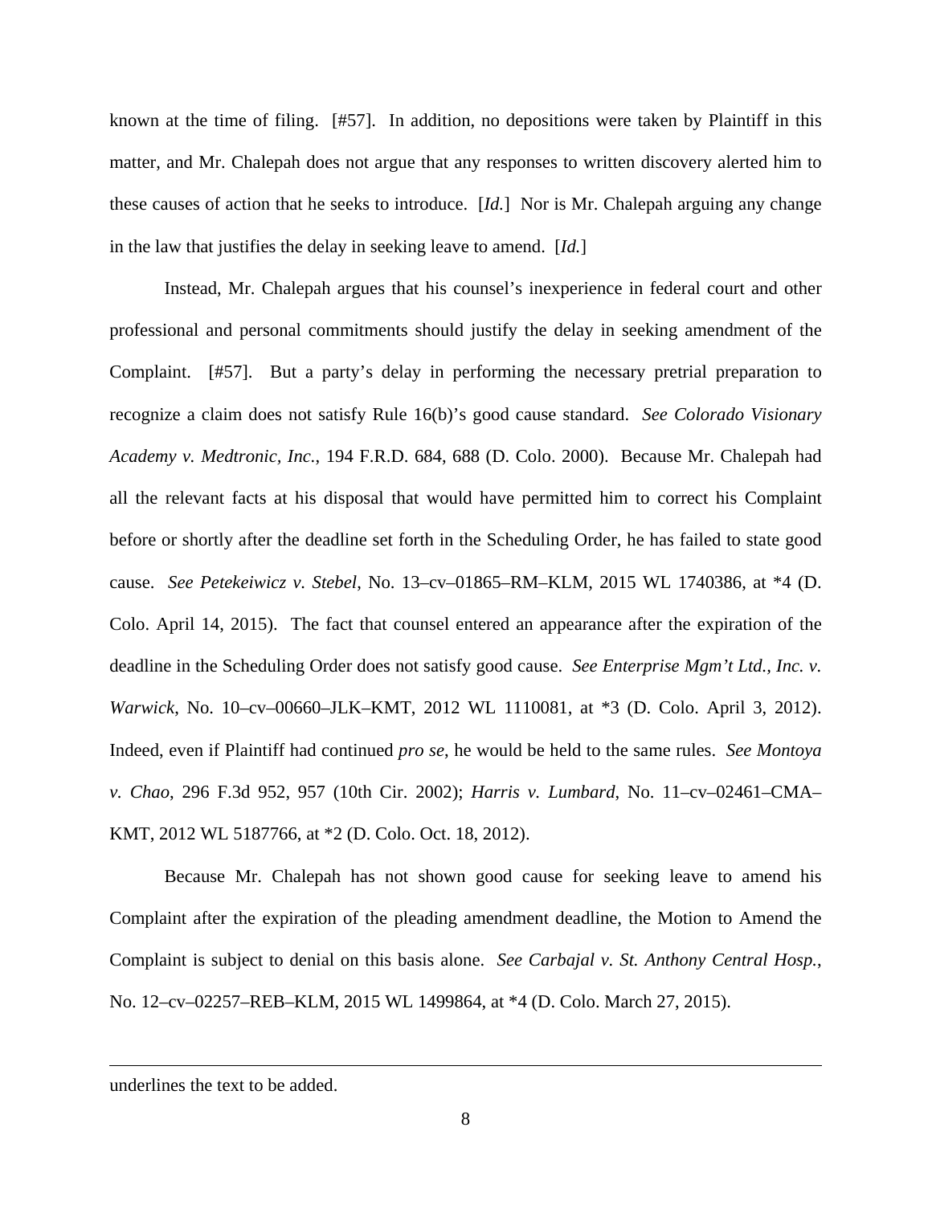known at the time of filing. [#57]. In addition, no depositions were taken by Plaintiff in this matter, and Mr. Chalepah does not argue that any responses to written discovery alerted him to these causes of action that he seeks to introduce. [*Id.*] Nor is Mr. Chalepah arguing any change in the law that justifies the delay in seeking leave to amend. [*Id.*]

Instead, Mr. Chalepah argues that his counsel's inexperience in federal court and other professional and personal commitments should justify the delay in seeking amendment of the Complaint. [#57]. But a party's delay in performing the necessary pretrial preparation to recognize a claim does not satisfy Rule 16(b)'s good cause standard. *See Colorado Visionary Academy v. Medtronic, Inc.*, 194 F.R.D. 684, 688 (D. Colo. 2000). Because Mr. Chalepah had all the relevant facts at his disposal that would have permitted him to correct his Complaint before or shortly after the deadline set forth in the Scheduling Order, he has failed to state good cause. *See Petekeiwicz v. Stebel*, No. 13–cv–01865–RM–KLM, 2015 WL 1740386, at *4 (D. Colo. April 14, 2015). The fact that counsel entered an appearance after the expiration of the deadline in the Scheduling Order does not satisfy good cause. *See Enterprise Mgm't Ltd., Inc. v. Warwick*, No. 10–cv–00660–JLK–KMT, 2012 WL 1110081, at *3 (D. Colo. April 3, 2012). Indeed, even if Plaintiff had continued *pro se*, he would be held to the same rules. *See Montoya v. Chao*, 296 F.3d 952, 957 (10th Cir. 2002); *Harris v. Lumbard*, No. 11–cv–02461–CMA–KMT, 2012 WL 5187766, at *2 (D. Colo. Oct. 18, 2012).

Because Mr. Chalepah has not shown good cause for seeking leave to amend his Complaint after the expiration of the pleading amendment deadline, the Motion to Amend the Complaint is subject to denial on this basis alone. *See Carbajal v. St. Anthony Central Hosp.*, No. 12–cv–02257–REB–KLM, 2015 WL 1499864, at *4 (D. Colo. March 27, 2015).

---

underlines the text to be added.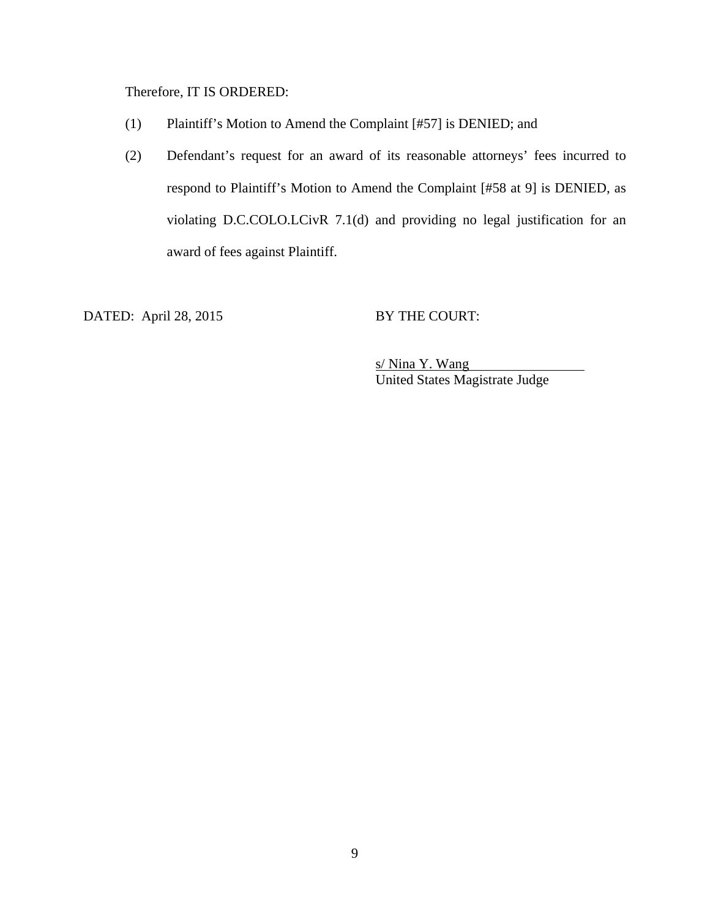Therefore, IT IS ORDERED:

(1) Plaintiff's Motion to Amend the Complaint [#57] is DENIED; and

(2) Defendant's request for an award of its reasonable attorneys' fees incurred to respond to Plaintiff's Motion to Amend the Complaint [#58 at 9] is DENIED, as violating D.C.COLO.LCivR 7.1(d) and providing no legal justification for an award of fees against Plaintiff.

DATED: April 28, 2015

BY THE COURT:

s/ Nina Y. Wang
United States Magistrate Judge